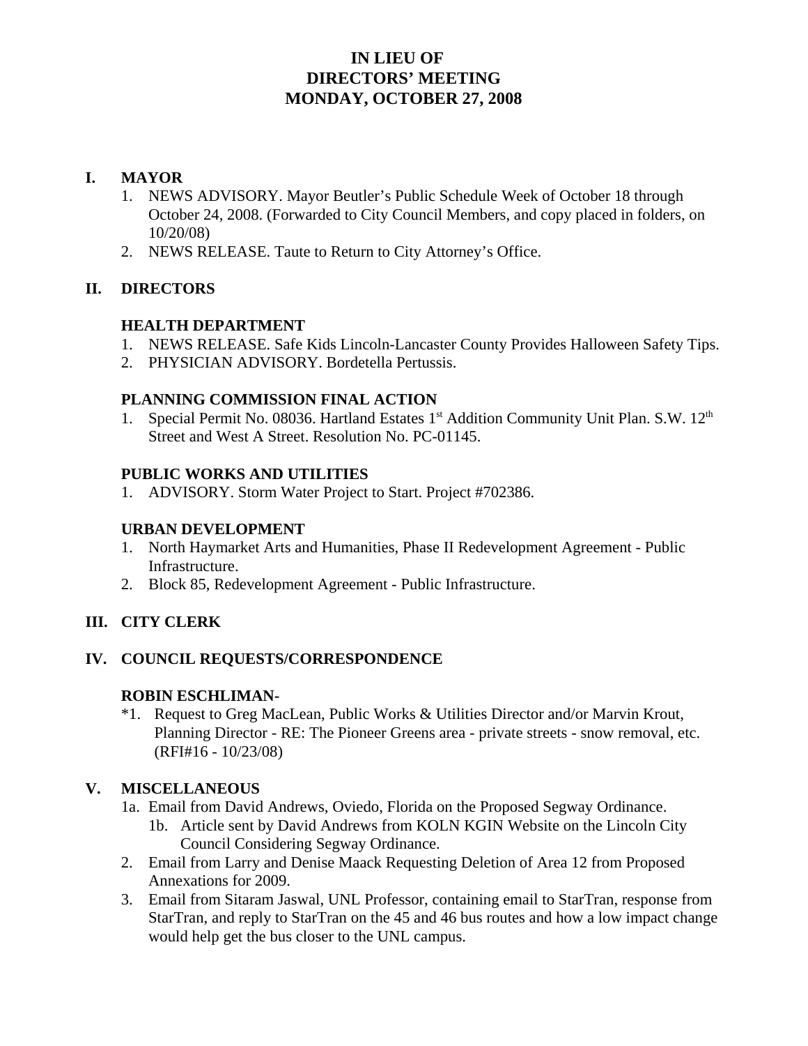# IN LIEU OF
# DIRECTORS' MEETING
# MONDAY, OCTOBER 27, 2008

## I. MAYOR

1. NEWS ADVISORY. Mayor Beutler's Public Schedule Week of October 18 through October 24, 2008. (Forwarded to City Council Members, and copy placed in folders, on 10/20/08)
2. NEWS RELEASE. Taute to Return to City Attorney's Office.

## II. DIRECTORS

### HEALTH DEPARTMENT

1. NEWS RELEASE. Safe Kids Lincoln-Lancaster County Provides Halloween Safety Tips.
2. PHYSICIAN ADVISORY. Bordetella Pertussis.

### PLANNING COMMISSION FINAL ACTION

1. Special Permit No. 08036. Hartland Estates 1st Addition Community Unit Plan. S.W. 12th Street and West A Street. Resolution No. PC-01145.

### PUBLIC WORKS AND UTILITIES

1. ADVISORY. Storm Water Project to Start. Project #702386.

### URBAN DEVELOPMENT

1. North Haymarket Arts and Humanities, Phase II Redevelopment Agreement - Public Infrastructure.
2. Block 85, Redevelopment Agreement - Public Infrastructure.

## III. CITY CLERK

## IV. COUNCIL REQUESTS/CORRESPONDENCE

### ROBIN ESCHLIMAN-

*1. Request to Greg MacLean, Public Works & Utilities Director and/or Marvin Krout, Planning Director - RE: The Pioneer Greens area - private streets - snow removal, etc. (RFI#16 - 10/23/08)

## V. MISCELLANEOUS

1a. Email from David Andrews, Oviedo, Florida on the Proposed Segway Ordinance.
   - 1b. Article sent by David Andrews from KOLN KGIN Website on the Lincoln City Council Considering Segway Ordinance.

2. Email from Larry and Denise Maack Requesting Deletion of Area 12 from Proposed Annexations for 2009.
3. Email from Sitaram Jaswal, UNL Professor, containing email to StarTran, response from StarTran, and reply to StarTran on the 45 and 46 bus routes and how a low impact change would help get the bus closer to the UNL campus.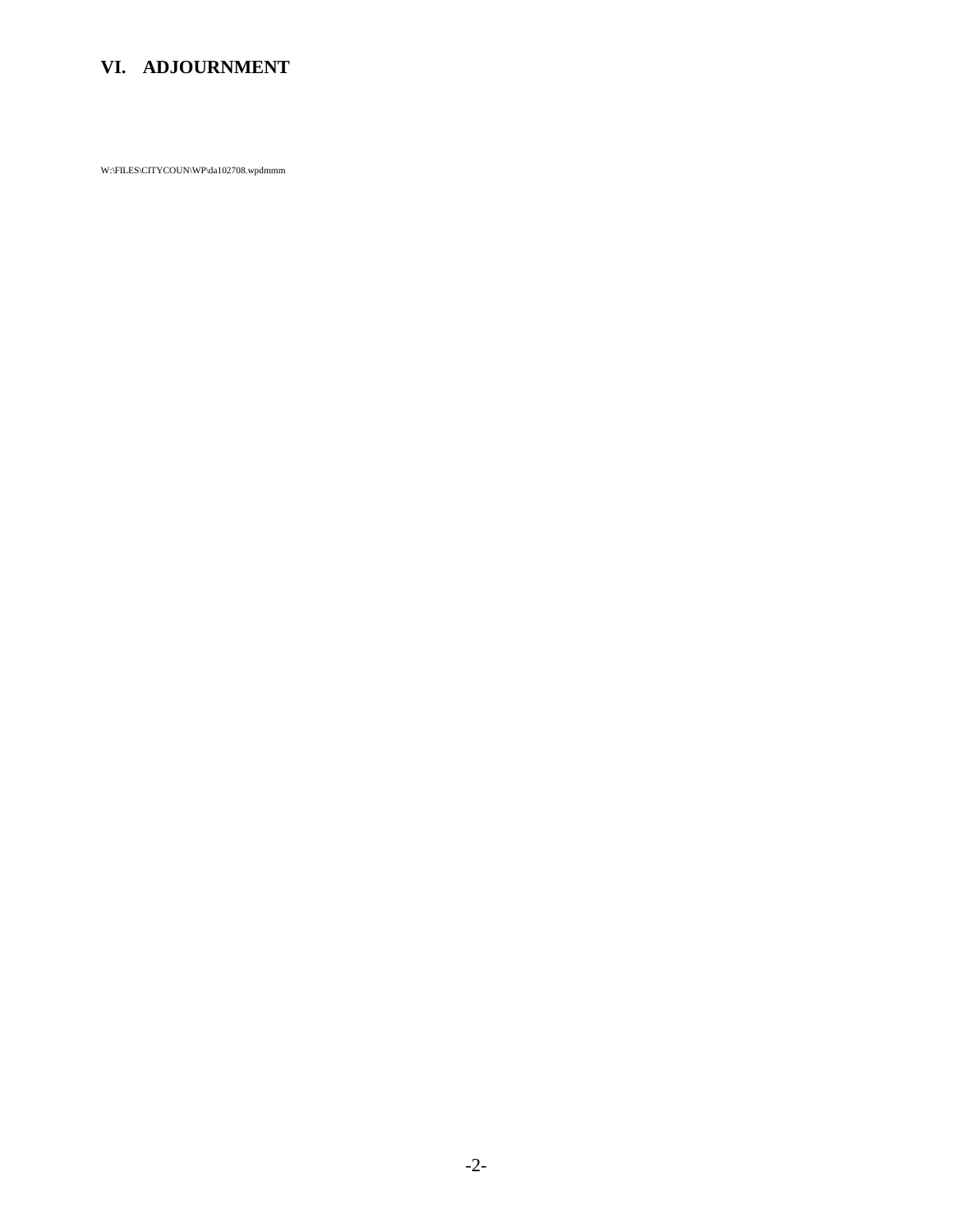## VI. ADJOURNMENT

W:\FILES\CITYCOUN\WP\da102708.wpdmmm